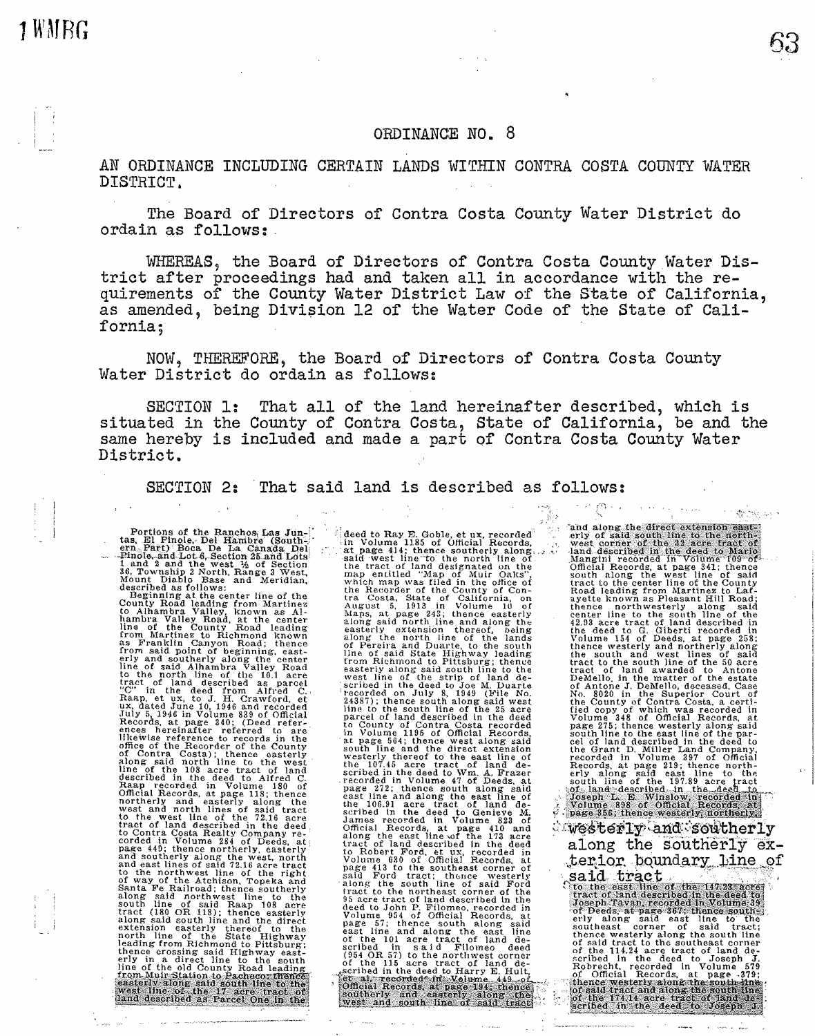# ORDINANCE NO. 8

AN ORDINANCE INCLUDING CERTAIN LANDS WITHIN CONTRA COSTA COUNTY WATER DISTRICT.

The Board of Directors of Contra Costa County Water District do ordain as follows:

WHEREAS, the Board of Directors of Contra Costa County Water District after proceedings had and taken all in accordance with the requirements of the County Water District Law of the State of California, as amended, being Division 12 of the Water Code of the State of California;

NOW, THEREFORE, the Board of Directors of Contra Costa County Water District do ordain as follows:

SECTION 1: That all of the land hereinafter described, which is situated in the County of Contra Costa, State of California, be and the same hereby is included and made a part of Contra Costa County Water District.

SECTION 2: That said land is described as follows:

Portions of the Ranchos Las Juntas, El Pinole, Del Hambre (Southern Part) Boca De La Canada Del Pinole, and Lot 6, Section 25 and Lots 1 and 2 and the west ½ of Section 36, Township 2 North, Range 3 West, Mount Diablo Base and Meridian, described as follows:

Beginning at the center line of the County Road leading from Martinez to Alhambra Valley, known as Alhambra Valley Road, at the center line of the County Road leading from Martinez to Richmond known as Franklin Canyon Road; thence from said point of beginning, easterly and southerly along the center line of said Alhambra Valley Road to the north line of the 10.1 acre tract of land described as parcel "C" in the deed from Alfred C. Raap, et ux, to J. H. Crawford, et ux, dated June 10, 1946 and recorded July 5, 1946 in Volume 839 of Official Records, at page 340; (Deed references hereinafter referred to are likewise reference to records in the office of the Recorder of the County of Contra Costa); thence easterly along said north line to the west line of the 108 acre tract of land described in the deed to Alfred C. Raap recorded in Volume 180 of Official Records, at page 118; thence northerly and easterly along the west and north lines of said tract to the west line of the 72.16 acre tract of land described in the deed to Contra Costa Realty Company recorded in Volume 284 of Deeds, at page 449; thence northerly, easterly and southerly along the west, north and east lines of said 72.16 acre tract to the northwest line of the right of way of the Atchison, Topeka and Santa Fe Railroad; thence southerly along said northwest line to the south line of said Raap 108 acre tract (180 OR 118); thence easterly along said south line and the direct extension easterly thereof to the north line of the State Highway leading from Richmond to Pittsburg; thence crossing said Highway easterly in a direct line to the south line of the old County Road leading from Muir Station to Pacheco; thence easterly along said south line to the west line of the 17 acre tract of land described as Parcel One in the deed to Ray E. Goble, et ux, recorded in Volume 1185 of Official Records, at page 414; thence southerly along said west line to the north line of the tract of land designated on the map entitled "Map of Muir Oaks", which map was filed in the office of the Recorder of the County of Contra Costa, State of California, on August 5, 1913 in Volume 10 of Maps, at page 243; thence easterly along said north line and along the easterly extension thereof, being along the north line of the lands of Pereira and Duarte, to the south line of said State Highway leading from Richmond to Pittsburg; thence easterly along said south line to the west line of the strip of land described in the deed to Joe M. Duarte recorded on July 8, 1949 (File No. 24387); thence south along said west line to the south line of the 25 acre parcel of land described in the deed to County of Contra Costa recorded in Volume 1195 of Official Records, at page 564; thence west along said south line and the direct extension westerly thereof to the east line of the 107.45 acre tract of land described in the deed to Wm. A. Frazer recorded in Volume 47 of Deeds, at page 272; thence south along said east line and along the east line of the 106.91 acre tract of land described in the deed to Genieve M. James recorded in Volume 823 of Official Records, at page 410 and along the east line of the 173 acre tract of land described in the deed to Robert Ford, et ux, recorded in Volume 630 of Official Records, at page 413 to the southeast corner of said Ford tract; thence westerly along the south line of said Ford tract to the northeast corner of the 95 acre tract of land described in the deed to John P. Filomeo, recorded in Volume 954 of Official Records, at page 57; thence south along said east line and along the east line of the 101 acre tract of land described in said Filomeo deed (954 OR 57) to the northwest corner of the 115 acre tract of land described in the deed to Harry E. Hult, et al, recorded in Volume 449 of Official Records, at page 194; thence southerly and easterly along the west and south line of said tract and along the direct extension easterly of said south line to the northwest corner of the 32 acre tract of land described in the deed to Mario Mangini recorded in Volume 109 of Official Records, at page 341; thence south along the west line of said tract to the center line of the County Road leading from Martinez to Lafayette known as Pleasant Hill Road; thence northwesterly along said center line to the south line of the 42.93 acre tract of land described in the deed to G. Giberti recorded in Volume 154 of Deeds, at page 258; thence westerly and northerly along the south and west lines of said tract to the south line of the 50 acre tract of land awarded to Antone DeMello, in the matter of the estate of Antone J. DeMello, deceased, Case No. 8020 in the Superior Court of the County of Contra Costa, a certified copy of which was recorded in Volume 348 of Official Records, at page 275; thence westerly along said south line to the east line of the parcel of land described in the deed to the Grant D. Miller Land Company, recorded in Volume 397 of Official Records, at page 219; thence northerly along said east line to the south line of the 197.89 acre tract of land described in the deed to Joseph L. E. Winslow recorded in Volume 898 of Official Records, at page 356; thence westerly, northerly, westerly and southerly along the southerly exterior boundary line of said tract to the east line of the 147.23 acre tract of land described in the deed to Joseph Tavan, recorded in Volume 39 of Deeds, at page 367; thence southerly along said east line to the southeast corner of said tract; thence westerly along the south line of said tract to the southeast corner of the 114.24 acre tract of land described in the deed to Joseph J. Robrecht, recorded in Volume 579 of Official Records, at page 379; thence westerly along the south line of said tract and along the south line of the 174.14 acre tract of land described in the deed to Joseph J.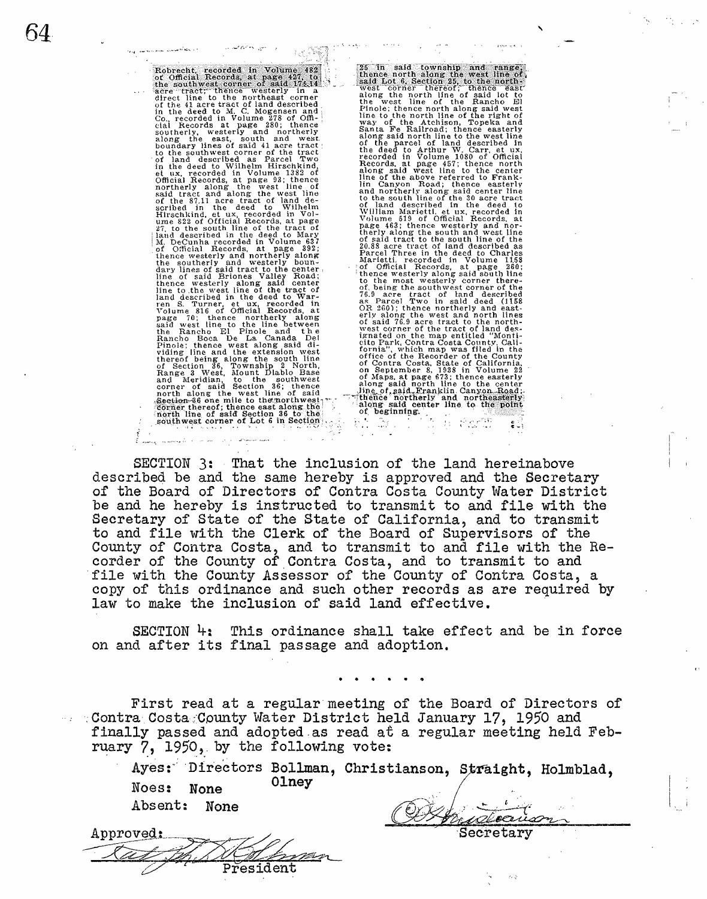Robrecht, recorded in Volume 482 of Official Records, at page 427, to the southwest corner of said 174.14 acre tract; thence westerly in a direct line to the northeast corner of the 41 acre tract of land described in the deed to M. C. Mogensen and Co., recorded in Volume 278 of Official Records at page 280; thence southerly, westerly and northerly along the east, south and west boundary lines of said 41 acre tract to the southwest corner of the tract of land described as Parcel Two in the deed to Wilhelm Hirschkind, et ux, recorded in Volume 1382 of Official Records, at page 93; thence northerly along the west line of said tract and along the west line of the 87.11 acre tract of land described in the deed to Wilhelm Hirschkind, et ux, recorded in Volume 822 of Official Records, at page 27, to the south line of the tract of land described in the deed to Mary M. DeCunha recorded in Volume 637 of Official Records, at page 392; thence westerly and northerly along the southerly and westerly boundary lines of said tract to the center line of said Briones Valley Road; thence westerly along said center line to the west line of the tract of land described in the deed to Warren S. Turner, et ux, recorded in Volume 816 of Official Records, at page 70; thence northerly along said west line to the line between the Rancho El Pinole and the Rancho Boca De La Canada Del Pinole; thence west along said dividing line and the extension west thereof being along the south line of Section 36, Township 2 North, Range 3 West, Mount Diablo Base and Meridian, to the southwest corner of said Section 36; thence north along the west line of said Section 36 one mile to the northwest corner thereof; thence east along the north line of said Section 36 to the southwest corner of Lot 6 in Section 25 in said township and range; thence north along the west line of said Lot 6, Section 25, to the northwest corner thereof; thence east along the north line of said lot to the west line of the Rancho El Pinole; thence north along said west line to the north line of the right of way of the Atchison, Topeka and Santa Fe Railroad; thence easterly along said north line to the west line of the parcel of land described in the deed to Arthur W. Carr, et ux, recorded in Volume 1080 of Official Records, at page 457; thence north along said west line to the center line of the above referred to Franklin Canyon Road; thence easterly and northerly along said center line to the south line of the 30 acre tract of land described in the deed to William Marietti, et ux, recorded in Volume 519 of Official Records, at page 463; thence westerly and northerly along the south and west line of said tract to the south line of the 20.88 acre tract of land described as Parcel Three in the deed to Charles Marietti, recorded in Volume 1158 of Official Records, at page 260; thence westerly along said south line to the most westerly corner thereof, being the southwest corner of the 76.9 acre tract of land described as Parcel Two in said deed (1158 OR 260); thence northerly and easterly along the west and north lines of said 76.9 acre tract to the northwest corner of the tract of land designated on the map entitled "Monticito Park, Contra Costa County, California", which map was filed in the office of the Recorder of the County of Contra Costa, State of California, on September 8, 1938 in Volume 22 of Maps, at page 673; thence easterly along said north line to the center line of said Franklin Canyon Road; thence northerly and northeasterly along said center line to the point of beginning.

SECTION 3: That the inclusion of the land hereinabove described be and the same hereby is approved and the Secretary of the Board of Directors of Contra Costa County Water District be and he hereby is instructed to transmit to and file with the Secretary of State of the State of California, and to transmit to and file with the Clerk of the Board of Supervisors of the County of Contra Costa, and to transmit to and file with the Recorder of the County of Contra Costa, and to transmit to and file with the County Assessor of the County of Contra Costa, a copy of this ordinance and such other records as are required by law to make the inclusion of said land effective.

SECTION 4: This ordinance shall take effect and be in force on and after its final passage and adoption.

. . . . . . .

First read at a regular meeting of the Board of Directors of Contra Costa County Water District held January 17, 1950 and finally passed and adopted as read at a regular meeting held February 7, 1950, by the following vote:

Ayes: Directors Bollman, Christianson, Straight, Holmblad, Olney

Noes: None

Absent: None

Approved:

President

Secretary